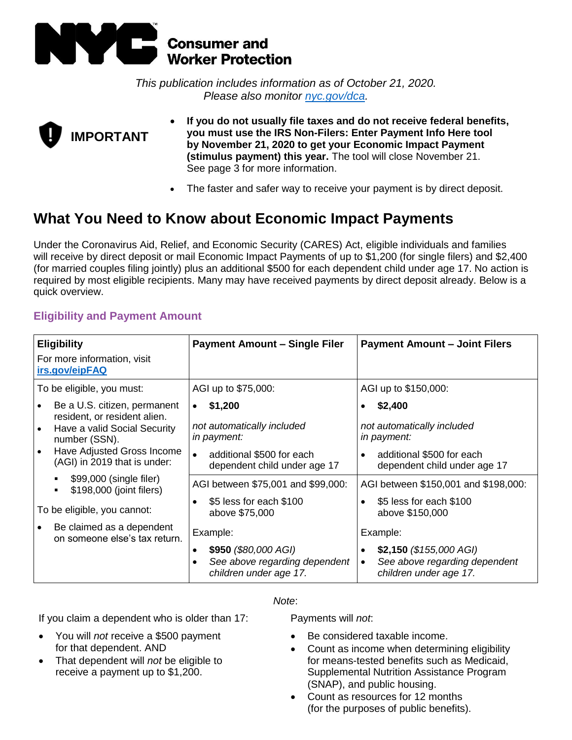NYC Consumer and Worker Protection

*This publication includes information as of October 21, 2020.*
*Please also monitor [nyc.gov/dca](nyc.gov/dca).*

**IMPORTANT**

- **If you do not usually file taxes and do not receive federal benefits, you must use the IRS Non-Filers: Enter Payment Info Here tool by November 21, 2020 to get your Economic Impact Payment (stimulus payment) this year.** The tool will close November 21. See page 3 for more information.
- The faster and safer way to receive your payment is by direct deposit.

# What You Need to Know about Economic Impact Payments

Under the Coronavirus Aid, Relief, and Economic Security (CARES) Act, eligible individuals and families will receive by direct deposit or mail Economic Impact Payments of up to $1,200 (for single filers) and $2,400 (for married couples filing jointly) plus an additional $500 for each dependent child under age 17. No action is required by most eligible recipients. Many may have received payments by direct deposit already. Below is a quick overview.

## Eligibility and Payment Amount

| **Eligibility** For more information, visit [irs.gov/eipFAQ](irs.gov/eipFAQ) | **Payment Amount – Single Filer** | **Payment Amount – Joint Filers** |
|---|---|---|
| To be eligible, you must:<br>• Be a U.S. citizen, permanent resident, or resident alien.<br>• Have a valid Social Security number (SSN).<br>• Have Adjusted Gross Income (AGI) in 2019 that is under:<br>▪ $99,000 (single filer)<br>▪ $198,000 (joint filers)<br>To be eligible, you cannot:<br>• Be claimed as a dependent on someone else's tax return. | AGI up to $75,000:<br>• **$1,200**<br>*not automatically included in payment:*<br>• additional $500 for each dependent child under age 17 | AGI up to $150,000:<br>• **$2,400**<br>*not automatically included in payment:*<br>• additional $500 for each dependent child under age 17 |
| | AGI between $75,001 and $99,000:<br>• $5 less for each $100 above $75,000<br>Example:<br>• **$950** *($80,000 AGI)*<br>• *See above regarding dependent children under age 17.* | AGI between $150,001 and $198,000:<br>• $5 less for each $100 above $150,000<br>Example:<br>• **$2,150** *($155,000 AGI)*<br>• *See above regarding dependent children under age 17.* |

If you claim a dependent who is older than 17:

- You will *not* receive a $500 payment for that dependent. AND
- That dependent will *not* be eligible to receive a payment up to $1,200.

*Note*:

Payments will *not*:

- Be considered taxable income.
- Count as income when determining eligibility for means-tested benefits such as Medicaid, Supplemental Nutrition Assistance Program (SNAP), and public housing.
- Count as resources for 12 months (for the purposes of public benefits).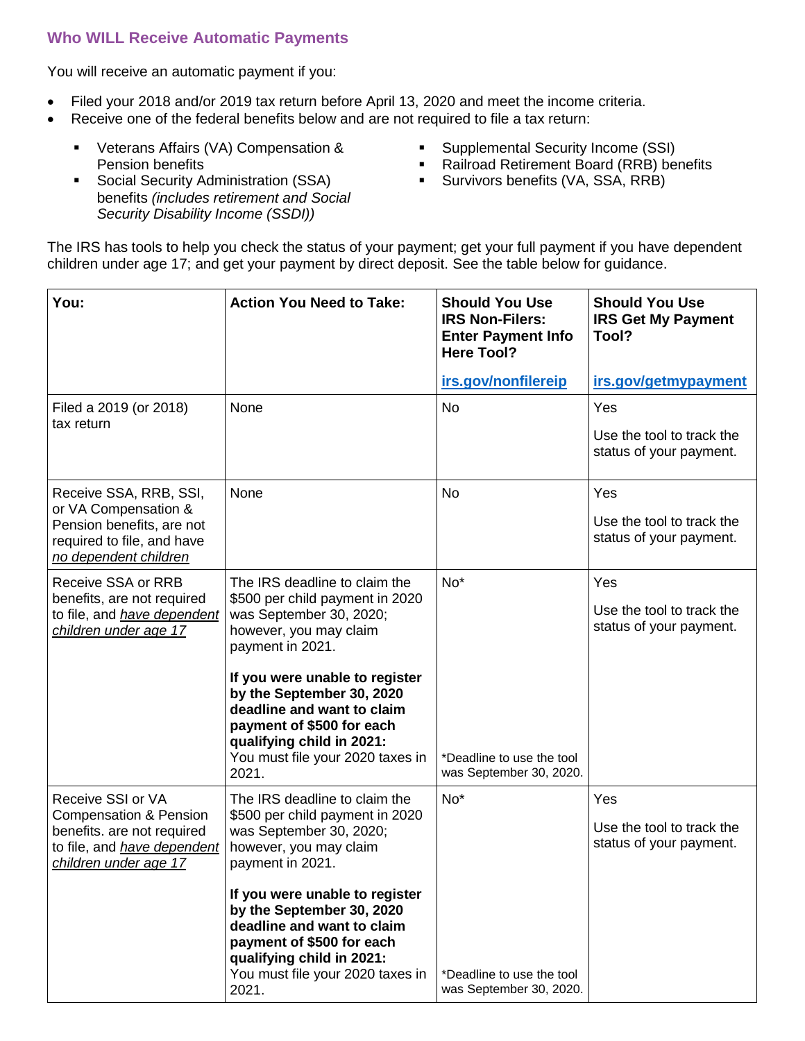### Who WILL Receive Automatic Payments

You will receive an automatic payment if you:

- Filed your 2018 and/or 2019 tax return before April 13, 2020 and meet the income criteria.
- Receive one of the federal benefits below and are not required to file a tax return:
  - Veterans Affairs (VA) Compensation & Pension benefits
  - Social Security Administration (SSA) benefits *(includes retirement and Social Security Disability Income (SSDI))*
  - Supplemental Security Income (SSI)
  - Railroad Retirement Board (RRB) benefits
  - Survivors benefits (VA, SSA, RRB)

The IRS has tools to help you check the status of your payment; get your full payment if you have dependent children under age 17; and get your payment by direct deposit. See the table below for guidance.

| You: | Action You Need to Take: | Should You Use IRS Non-Filers: Enter Payment Info Here Tool? irs.gov/nonfilereip | Should You Use IRS Get My Payment Tool? irs.gov/getmypayment |
|---|---|---|---|
| Filed a 2019 (or 2018) tax return | None | No | Yes<br><br>Use the tool to track the status of your payment. |
| Receive SSA, RRB, SSI, or VA Compensation & Pension benefits, are not required to file, and have <u>*no dependent children*</u> | None | No | Yes<br><br>Use the tool to track the status of your payment. |
| Receive SSA or RRB benefits, are not required to file, and <u>*have dependent children under age 17*</u> | The IRS deadline to claim the $500 per child payment in 2020 was September 30, 2020; however, you may claim payment in 2021.<br><br>**If you were unable to register by the September 30, 2020 deadline and want to claim payment of $500 for each qualifying child in 2021:** You must file your 2020 taxes in 2021. | No*<br><br>*Deadline to use the tool was September 30, 2020. | Yes<br><br>Use the tool to track the status of your payment. |
| Receive SSI or VA Compensation & Pension benefits. are not required to file, and <u>*have dependent children under age 17*</u> | The IRS deadline to claim the $500 per child payment in 2020 was September 30, 2020; however, you may claim payment in 2021.<br><br>**If you were unable to register by the September 30, 2020 deadline and want to claim payment of $500 for each qualifying child in 2021:** You must file your 2020 taxes in 2021. | No*<br><br>*Deadline to use the tool was September 30, 2020. | Yes<br><br>Use the tool to track the status of your payment. |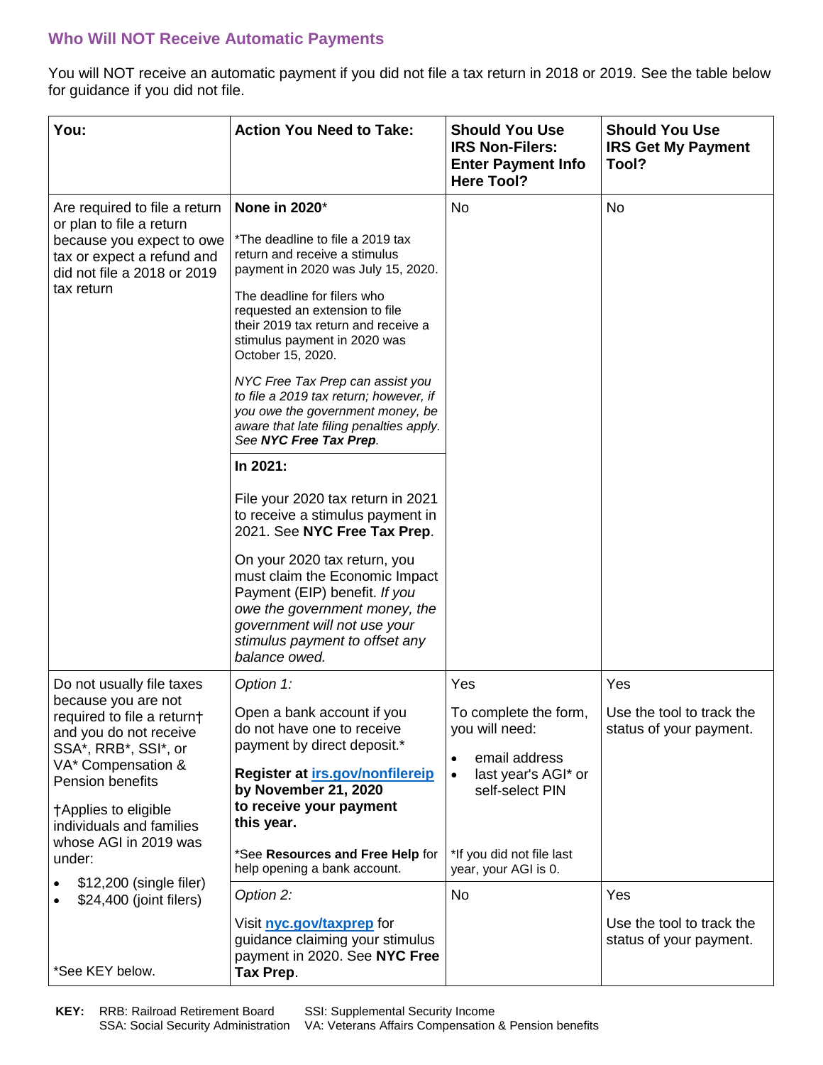### Who Will NOT Receive Automatic Payments

You will NOT receive an automatic payment if you did not file a tax return in 2018 or 2019. See the table below for guidance if you did not file.

| You: | Action You Need to Take: | Should You Use IRS Non-Filers: Enter Payment Info Here Tool? | Should You Use IRS Get My Payment Tool? |
|---|---|---|---|
| Are required to file a return or plan to file a return because you expect to owe tax or expect a refund and did not file a 2018 or 2019 tax return | **None in 2020***<br><br>*The deadline to file a 2019 tax return and receive a stimulus payment in 2020 was July 15, 2020.<br><br>The deadline for filers who requested an extension to file their 2019 tax return and receive a stimulus payment in 2020 was October 15, 2020.<br><br>*NYC Free Tax Prep can assist you to file a 2019 tax return; however, if you owe the government money, be aware that late filing penalties apply. See **NYC Free Tax Prep**.* | No | No |
| | **In 2021:**<br><br>File your 2020 tax return in 2021 to receive a stimulus payment in 2021. See **NYC Free Tax Prep**.<br><br>On your 2020 tax return, you must claim the Economic Impact Payment (EIP) benefit. *If you owe the government money, the government will not use your stimulus payment to offset any balance owed.* | | |
| Do not usually file taxes because you are not required to file a return† and you do not receive SSA*, RRB*, SSI*, or VA* Compensation & Pension benefits<br><br>†Applies to eligible individuals and families whose AGI in 2019 was under:<br>• $12,200 (single filer)<br>• $24,400 (joint filers)<br><br>*See KEY below. | *Option 1:*<br><br>Open a bank account if you do not have one to receive payment by direct deposit.*<br><br>**Register at [irs.gov/nonfilereip](irs.gov/nonfilereip) by November 21, 2020 to receive your payment this year.**<br><br>*See **Resources and Free Help** for help opening a bank account. | Yes<br><br>To complete the form, you will need:<br>• email address<br>• last year's AGI* or self-select PIN<br><br>*If you did not file last year, your AGI is 0. | Yes<br><br>Use the tool to track the status of your payment. |
| | *Option 2:*<br><br>Visit [nyc.gov/taxprep](nyc.gov/taxprep) for guidance claiming your stimulus payment in 2020. See **NYC Free Tax Prep**. | No | Yes<br><br>Use the tool to track the status of your payment. |

**KEY:** RRB: Railroad Retirement Board; SSA: Social Security Administration; SSI: Supplemental Security Income; VA: Veterans Affairs Compensation & Pension benefits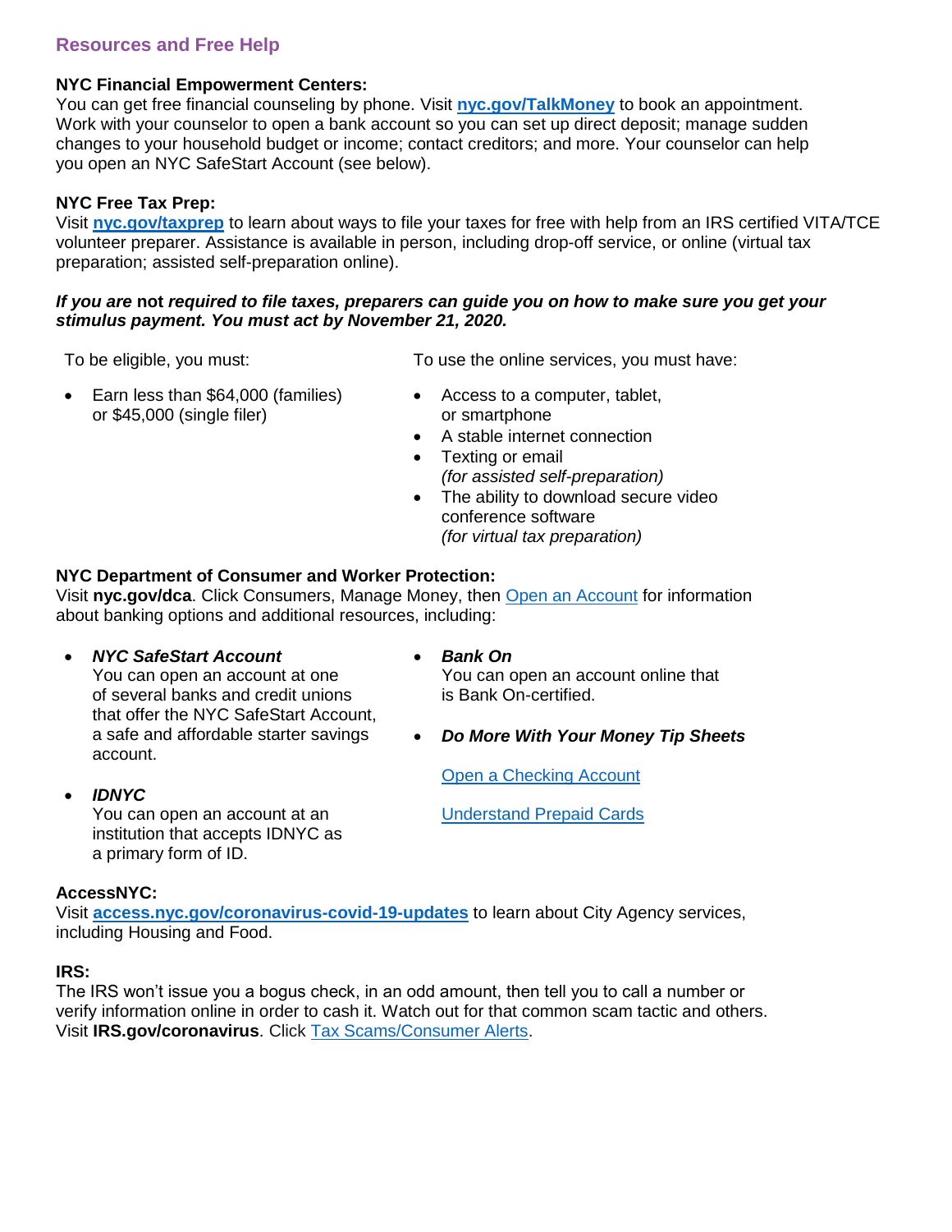## Resources and Free Help

**NYC Financial Empowerment Centers:**
You can get free financial counseling by phone. Visit **nyc.gov/TalkMoney** to book an appointment. Work with your counselor to open a bank account so you can set up direct deposit; manage sudden changes to your household budget or income; contact creditors; and more. Your counselor can help you open an NYC SafeStart Account (see below).

**NYC Free Tax Prep:**
Visit **nyc.gov/taxprep** to learn about ways to file your taxes for free with help from an IRS certified VITA/TCE volunteer preparer. Assistance is available in person, including drop-off service, or online (virtual tax preparation; assisted self-preparation online).

***If you are* not *required to file taxes, preparers can guide you on how to make sure you get your stimulus payment. You must act by November 21, 2020.***

To be eligible, you must:

- Earn less than $64,000 (families) or $45,000 (single filer)

To use the online services, you must have:

- Access to a computer, tablet, or smartphone
- A stable internet connection
- Texting or email *(for assisted self-preparation)*
- The ability to download secure video conference software *(for virtual tax preparation)*

**NYC Department of Consumer and Worker Protection:**
Visit **nyc.gov/dca**. Click Consumers, Manage Money, then Open an Account for information about banking options and additional resources, including:

- ***NYC SafeStart Account***
  You can open an account at one of several banks and credit unions that offer the NYC SafeStart Account, a safe and affordable starter savings account.
- ***IDNYC***
  You can open an account at an institution that accepts IDNYC as a primary form of ID.
- ***Bank On***
  You can open an account online that is Bank On-certified.
- ***Do More With Your Money Tip Sheets***

  Open a Checking Account

  Understand Prepaid Cards

**AccessNYC:**
Visit **access.nyc.gov/coronavirus-covid-19-updates** to learn about City Agency services, including Housing and Food.

**IRS:**
The IRS won't issue you a bogus check, in an odd amount, then tell you to call a number or verify information online in order to cash it. Watch out for that common scam tactic and others. Visit **IRS.gov/coronavirus**. Click Tax Scams/Consumer Alerts.